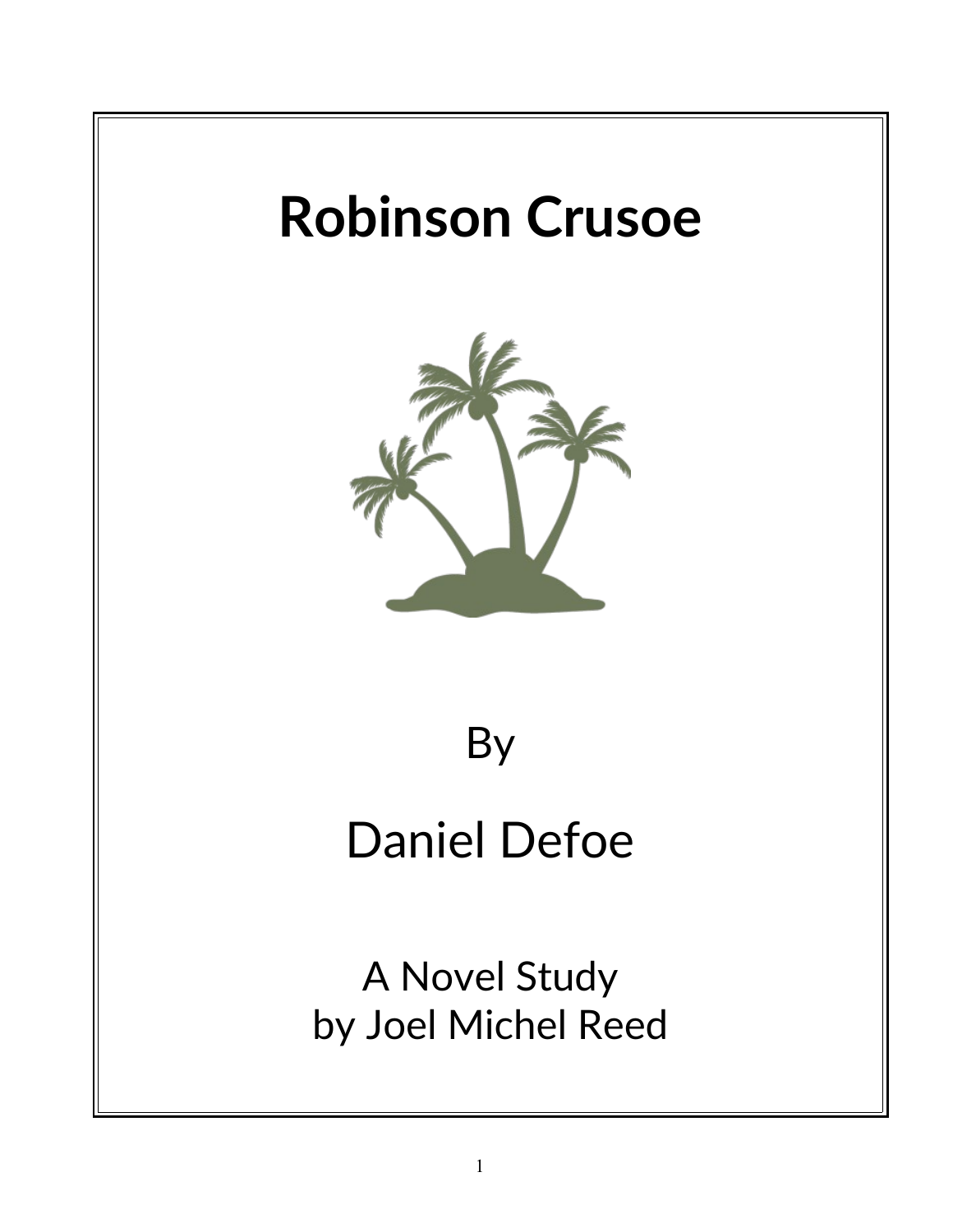# Robinson Crusoe

By

Daniel Defoe

A Novel Study
by Joel Michel Reed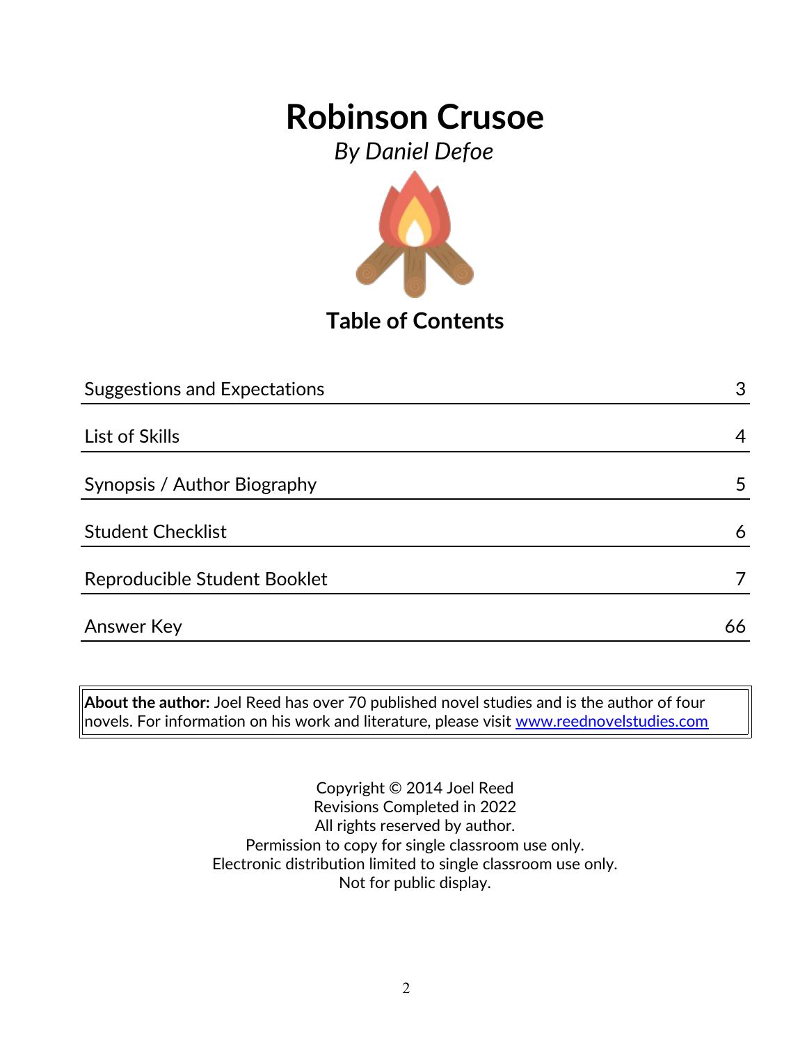# Robinson Crusoe

*By Daniel Defoe*

## Table of Contents

| | |
|---|---|
| Suggestions and Expectations | 3 |
| List of Skills | 4 |
| Synopsis / Author Biography | 5 |
| Student Checklist | 6 |
| Reproducible Student Booklet | 7 |
| Answer Key | 66 |

**About the author:** Joel Reed has over 70 published novel studies and is the author of four novels. For information on his work and literature, please visit www.reednovelstudies.com

Copyright © 2014 Joel Reed
Revisions Completed in 2022
All rights reserved by author.
Permission to copy for single classroom use only.
Electronic distribution limited to single classroom use only.
Not for public display.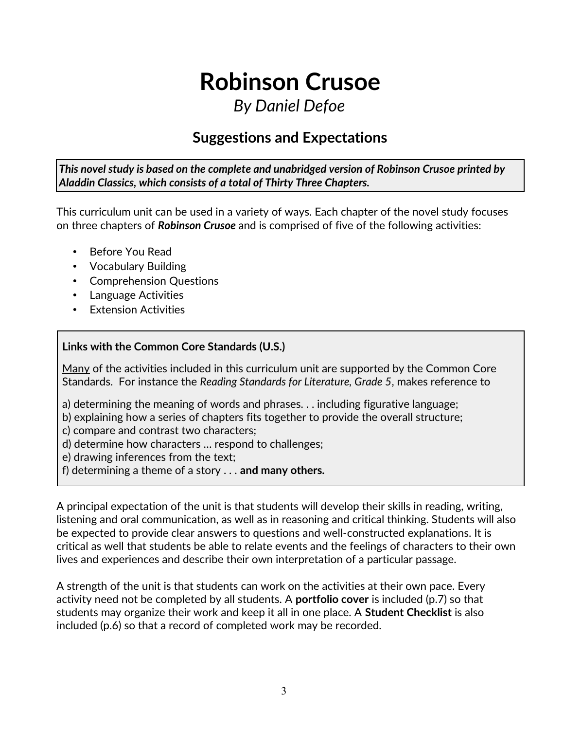# Robinson Crusoe

*By Daniel Defoe*

## Suggestions and Expectations

***This novel study is based on the complete and unabridged version of Robinson Crusoe printed by Aladdin Classics, which consists of a total of Thirty Three Chapters.***

This curriculum unit can be used in a variety of ways. Each chapter of the novel study focuses on three chapters of ***Robinson Crusoe*** and is comprised of five of the following activities:

- Before You Read
- Vocabulary Building
- Comprehension Questions
- Language Activities
- Extension Activities

**Links with the Common Core Standards (U.S.)**

Many of the activities included in this curriculum unit are supported by the Common Core Standards. For instance the *Reading Standards for Literature, Grade 5*, makes reference to

a) determining the meaning of words and phrases. . . including figurative language;
b) explaining how a series of chapters fits together to provide the overall structure;
c) compare and contrast two characters;
d) determine how characters … respond to challenges;
e) drawing inferences from the text;
f) determining a theme of a story . . . **and many others.**

A principal expectation of the unit is that students will develop their skills in reading, writing, listening and oral communication, as well as in reasoning and critical thinking. Students will also be expected to provide clear answers to questions and well-constructed explanations. It is critical as well that students be able to relate events and the feelings of characters to their own lives and experiences and describe their own interpretation of a particular passage.

A strength of the unit is that students can work on the activities at their own pace. Every activity need not be completed by all students. A **portfolio cover** is included (p.7) so that students may organize their work and keep it all in one place. A **Student Checklist** is also included (p.6) so that a record of completed work may be recorded.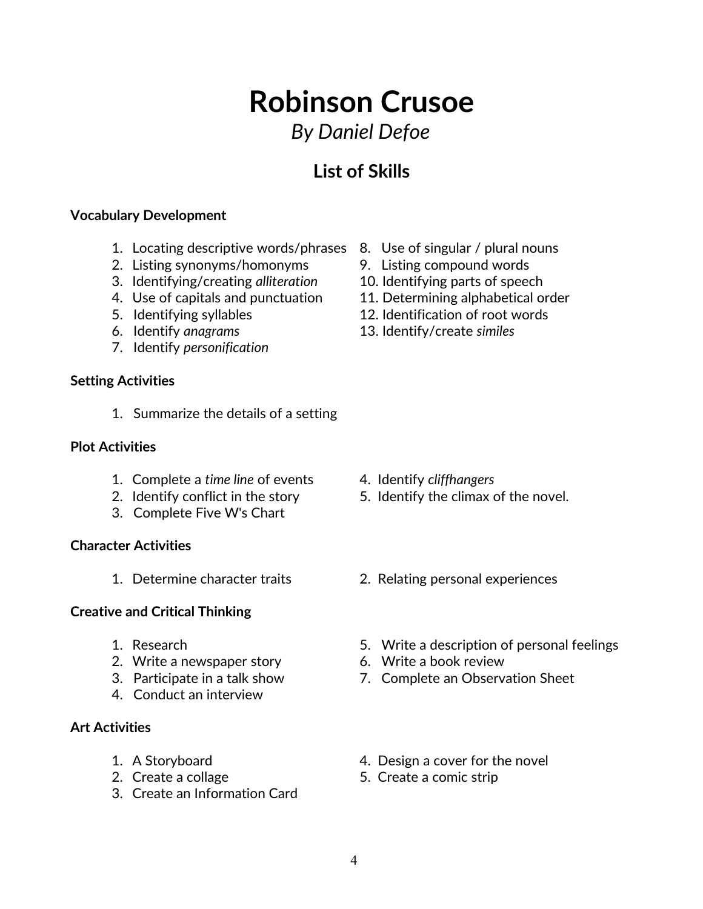# Robinson Crusoe

*By Daniel Defoe*

## List of Skills

**Vocabulary Development**

1. Locating descriptive words/phrases
2. Listing synonyms/homonyms
3. Identifying/creating *alliteration*
4. Use of capitals and punctuation
5. Identifying syllables
6. Identify *anagrams*
7. Identify *personification*
8. Use of singular / plural nouns
9. Listing compound words
10. Identifying parts of speech
11. Determining alphabetical order
12. Identification of root words
13. Identify/create *similes*

**Setting Activities**

1. Summarize the details of a setting

**Plot Activities**

1. Complete a *time line* of events
2. Identify conflict in the story
3. Complete Five W's Chart
4. Identify *cliffhangers*
5. Identify the climax of the novel.

**Character Activities**

1. Determine character traits
2. Relating personal experiences

**Creative and Critical Thinking**

1. Research
2. Write a newspaper story
3. Participate in a talk show
4. Conduct an interview
5. Write a description of personal feelings
6. Write a book review
7. Complete an Observation Sheet

**Art Activities**

1. A Storyboard
2. Create a collage
3. Create an Information Card
4. Design a cover for the novel
5. Create a comic strip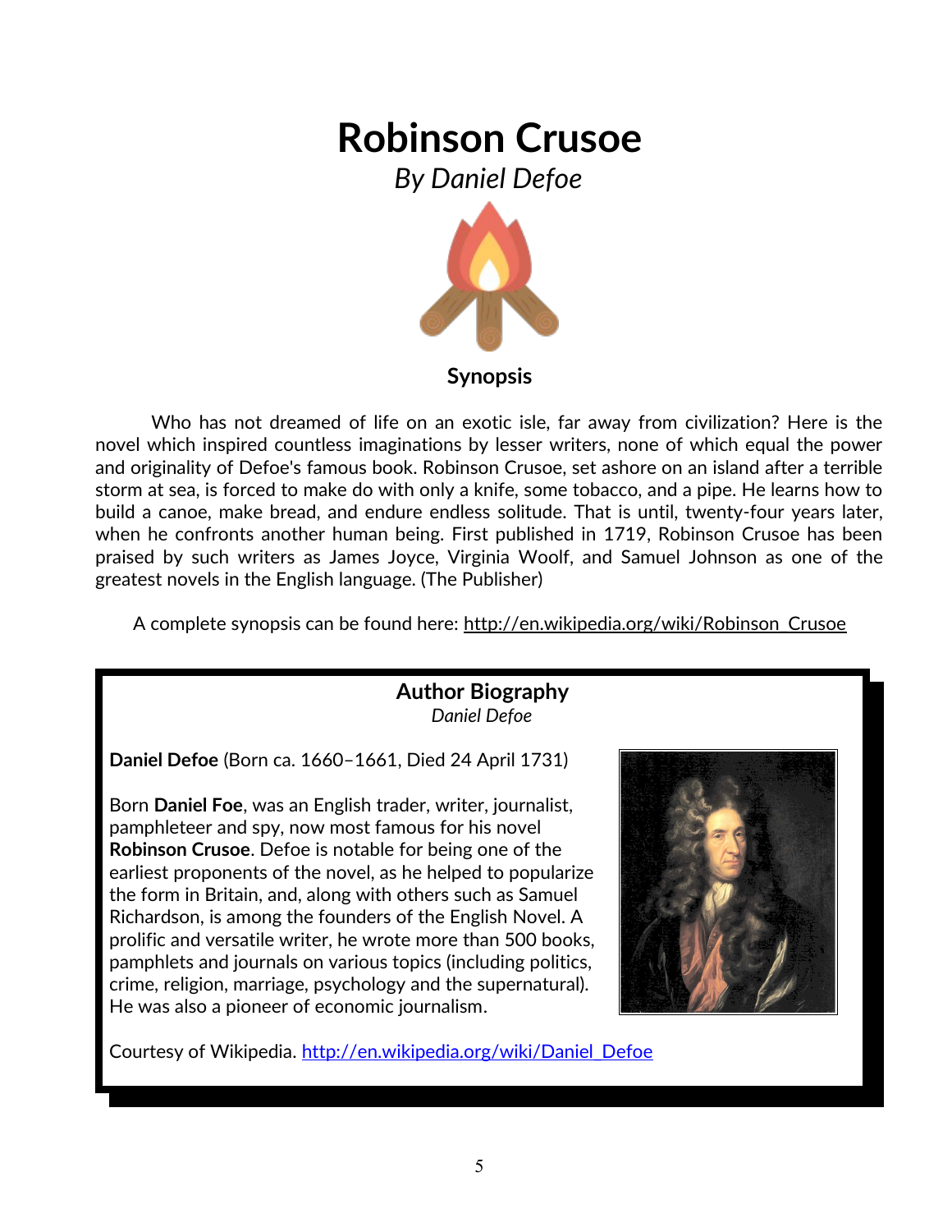# Robinson Crusoe

*By Daniel Defoe*

### Synopsis

Who has not dreamed of life on an exotic isle, far away from civilization? Here is the novel which inspired countless imaginations by lesser writers, none of which equal the power and originality of Defoe's famous book. Robinson Crusoe, set ashore on an island after a terrible storm at sea, is forced to make do with only a knife, some tobacco, and a pipe. He learns how to build a canoe, make bread, and endure endless solitude. That is until, twenty-four years later, when he confronts another human being. First published in 1719, Robinson Crusoe has been praised by such writers as James Joyce, Virginia Woolf, and Samuel Johnson as one of the greatest novels in the English language. (The Publisher)

A complete synopsis can be found here: http://en.wikipedia.org/wiki/Robinson_Crusoe

### Author Biography

*Daniel Defoe*

**Daniel Defoe** (Born ca. 1660–1661, Died 24 April 1731)

Born **Daniel Foe**, was an English trader, writer, journalist, pamphleteer and spy, now most famous for his novel **Robinson Crusoe**. Defoe is notable for being one of the earliest proponents of the novel, as he helped to popularize the form in Britain, and, along with others such as Samuel Richardson, is among the founders of the English Novel. A prolific and versatile writer, he wrote more than 500 books, pamphlets and journals on various topics (including politics, crime, religion, marriage, psychology and the supernatural). He was also a pioneer of economic journalism.

Courtesy of Wikipedia. http://en.wikipedia.org/wiki/Daniel_Defoe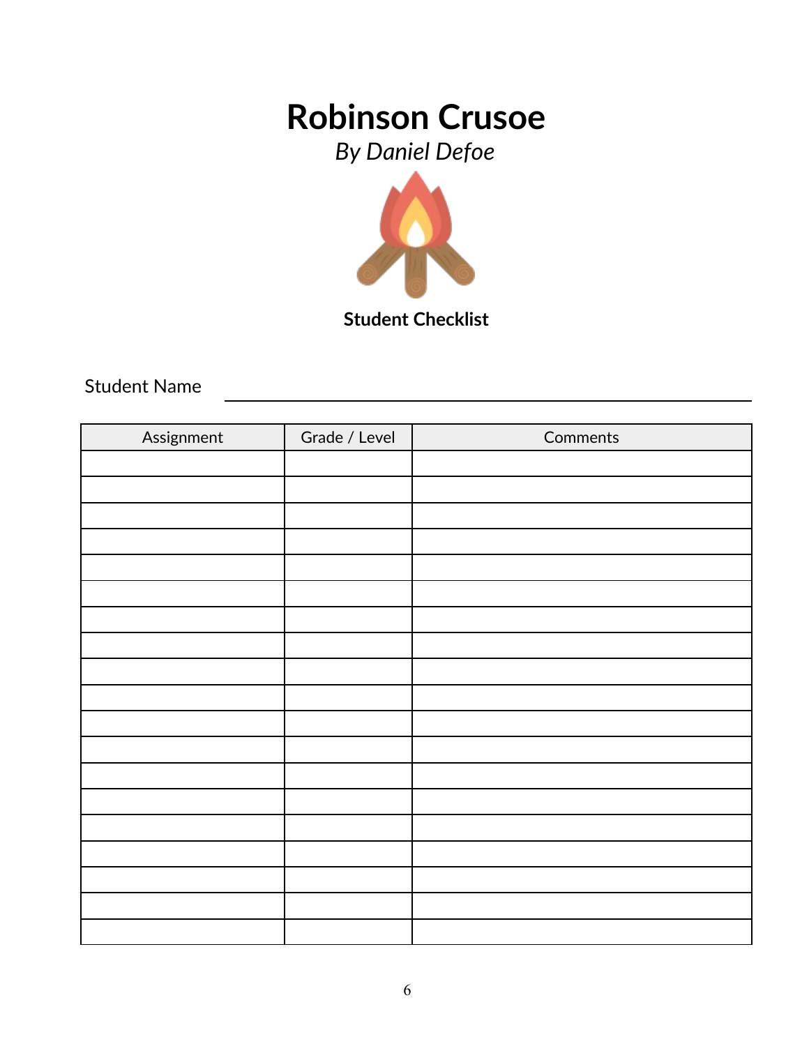# Robinson Crusoe

*By Daniel Defoe*

**Student Checklist**

Student Name ________________________________

| Assignment | Grade / Level | Comments |
| --- | --- | --- |
| | | |
| | | |
| | | |
| | | |
| | | |
| | | |
| | | |
| | | |
| | | |
| | | |
| | | |
| | | |
| | | |
| | | |
| | | |
| | | |
| | | |
| | | |
| | | |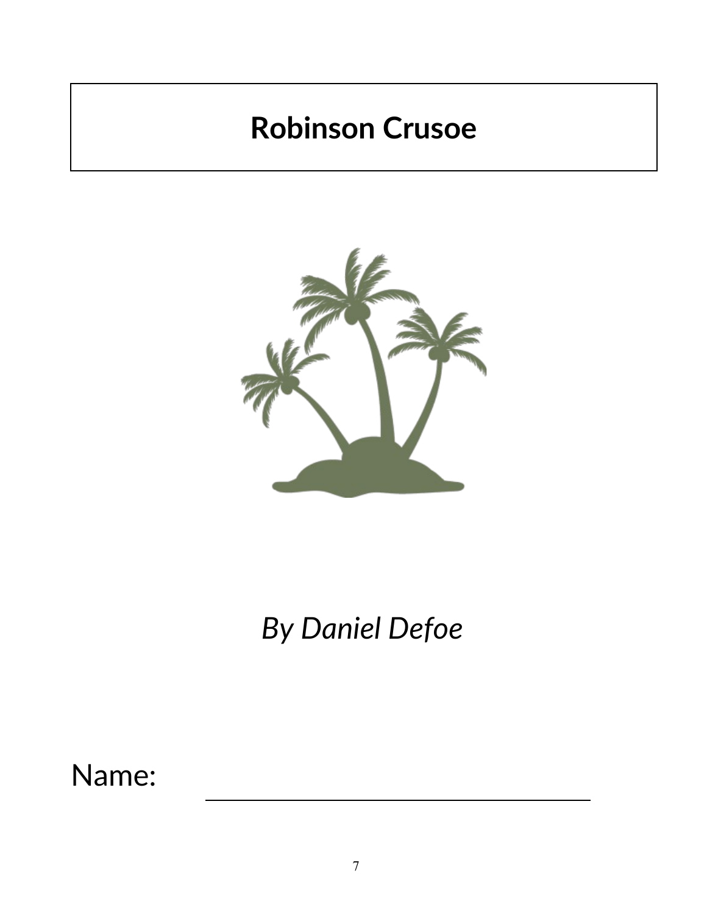# Robinson Crusoe

*By Daniel Defoe*

Name: ______________________________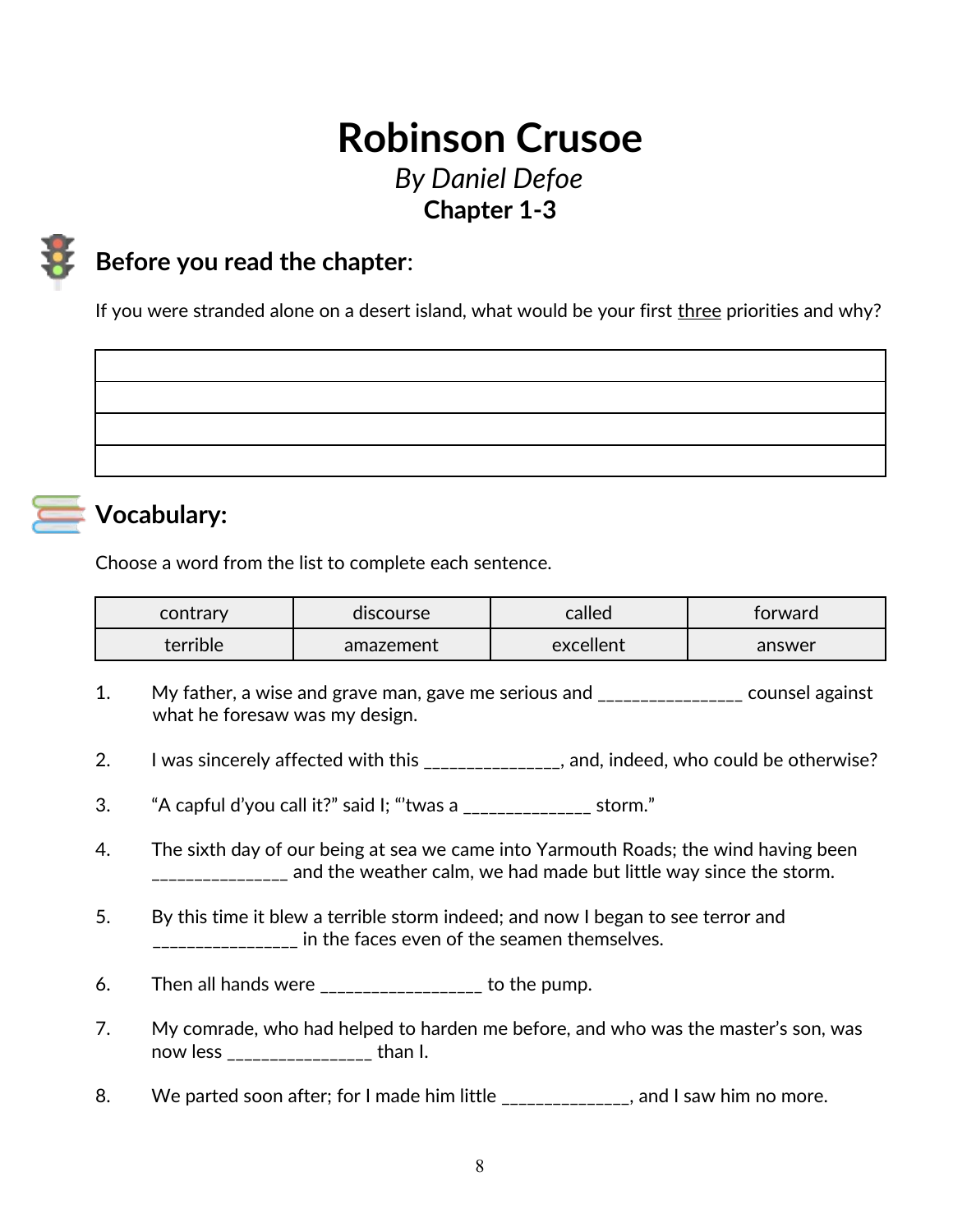# Robinson Crusoe

*By Daniel Defoe*

**Chapter 1-3**

## Before you read the chapter:

If you were stranded alone on a desert island, what would be your first <u>three</u> priorities and why?

| |
|---|
| |
| |
| |
| |

## Vocabulary:

Choose a word from the list to complete each sentence.

| contrary | discourse | called | forward |
|---|---|---|---|
| terrible | amazement | excellent | answer |

1. My father, a wise and grave man, gave me serious and ________________ counsel against what he foresaw was my design.

2. I was sincerely affected with this _______________, and, indeed, who could be otherwise?

3. “A capful d’you call it?” said I; “’twas a ______________ storm.”

4. The sixth day of our being at sea we came into Yarmouth Roads; the wind having been _______________ and the weather calm, we had made but little way since the storm.

5. By this time it blew a terrible storm indeed; and now I began to see terror and ________________ in the faces even of the seamen themselves.

6. Then all hands were __________________ to the pump.

7. My comrade, who had helped to harden me before, and who was the master’s son, was now less ________________ than I.

8. We parted soon after; for I made him little ______________, and I saw him no more.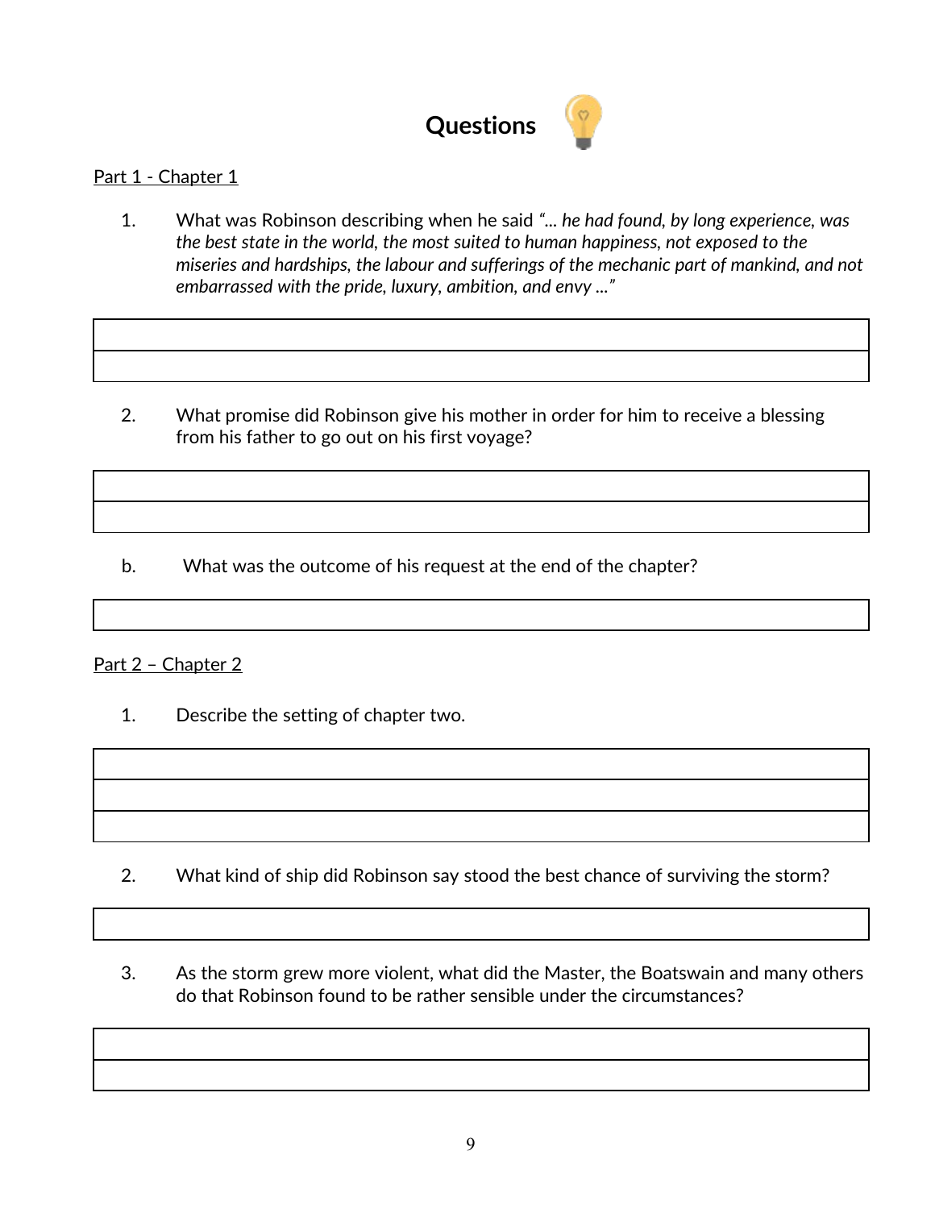# Questions

Part 1 - Chapter 1

1. What was Robinson describing when he said *"… he had found, by long experience, was the best state in the world, the most suited to human happiness, not exposed to the miseries and hardships, the labour and sufferings of the mechanic part of mankind, and not embarrassed with the pride, luxury, ambition, and envy …"*

2. What promise did Robinson give his mother in order for him to receive a blessing from his father to go out on his first voyage?

   b. What was the outcome of his request at the end of the chapter?

Part 2 – Chapter 2

1. Describe the setting of chapter two.

2. What kind of ship did Robinson say stood the best chance of surviving the storm?

3. As the storm grew more violent, what did the Master, the Boatswain and many others do that Robinson found to be rather sensible under the circumstances?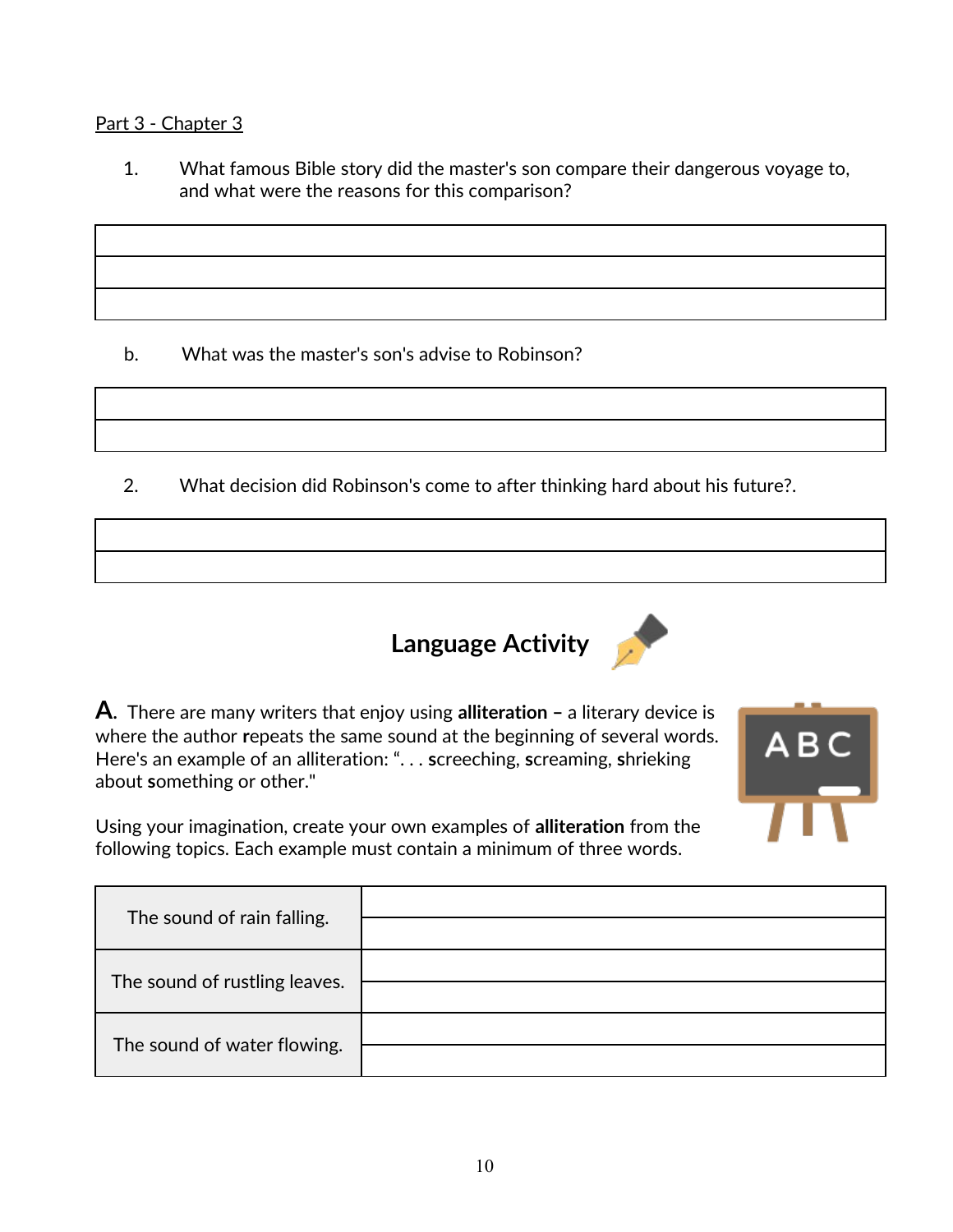Part 3 - Chapter 3

1. What famous Bible story did the master's son compare their dangerous voyage to, and what were the reasons for this comparison?

| |
|---|
| |
| |
| |

b. What was the master's son's advise to Robinson?

| |
|---|
| |
| |

2. What decision did Robinson's come to after thinking hard about his future?.

| |
|---|
| |
| |

## Language Activity

**A.** There are many writers that enjoy using **alliteration –** a literary device is where the author **r**epeats the same sound at the beginning of several words. Here's an example of an alliteration: ". . . **s**creeching, **s**creaming, **s**hrieking about **s**omething or other."

Using your imagination, create your own examples of **alliteration** from the following topics. Each example must contain a minimum of three words.

| | |
|---|---|
| The sound of rain falling. | |
| | |
| The sound of rustling leaves. | |
| | |
| The sound of water flowing. | |
| | |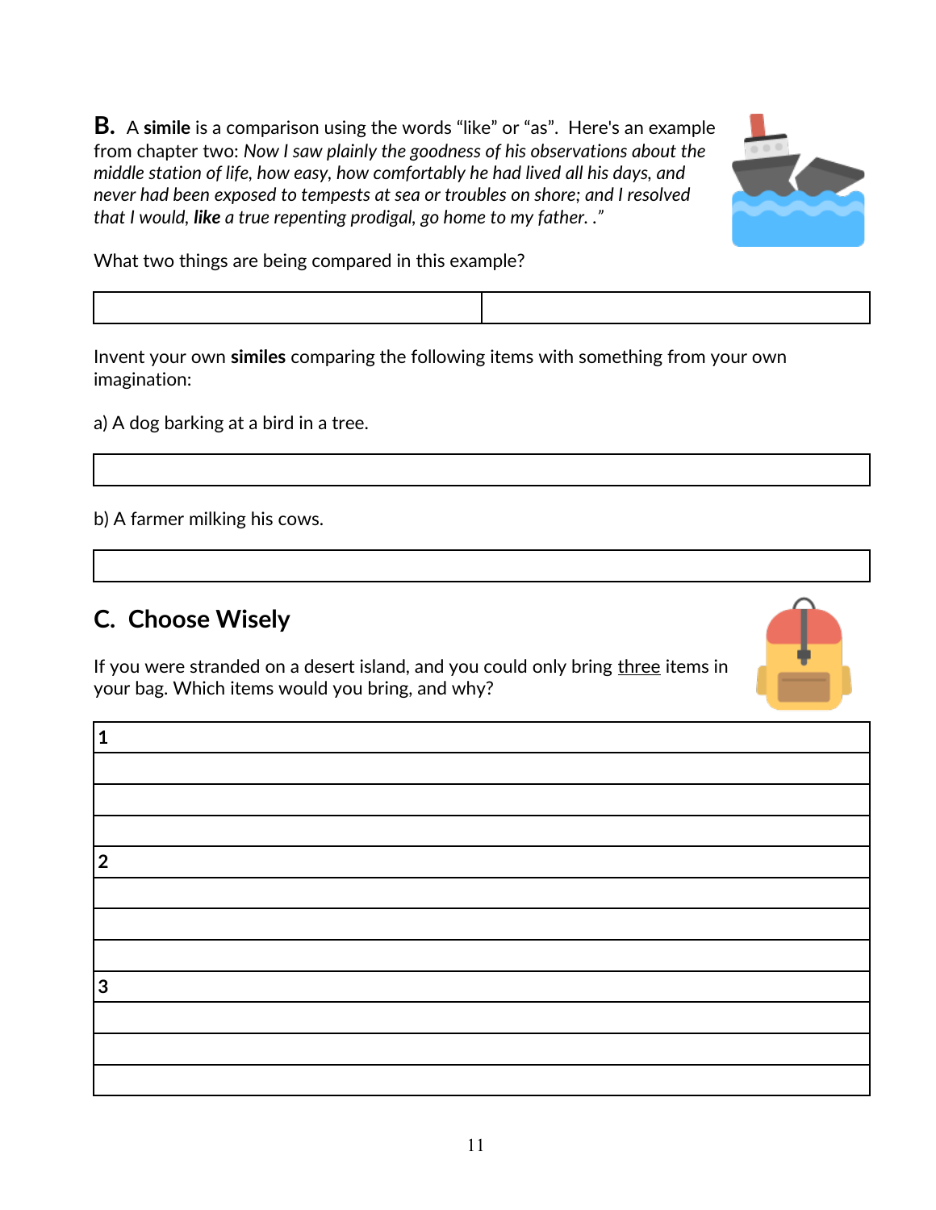**B.** A **simile** is a comparison using the words "like" or "as". Here's an example from chapter two: *Now I saw plainly the goodness of his observations about the middle station of life, how easy, how comfortably he had lived all his days, and never had been exposed to tempests at sea or troubles on shore; and I resolved that I would,* ***like*** *a true repenting prodigal, go home to my father. ."*

What two things are being compared in this example?

| | |
|---|---|
| | |

Invent your own **similes** comparing the following items with something from your own imagination:

a) A dog barking at a bird in a tree.

| |
|---|
| |

b) A farmer milking his cows.

| |
|---|
| |

## C. Choose Wisely

If you were stranded on a desert island, and you could only bring <u>three</u> items in your bag. Which items would you bring, and why?

| |
|---|
| 1 |
| |
| |
| |
| 2 |
| |
| |
| |
| 3 |
| |
| |
| |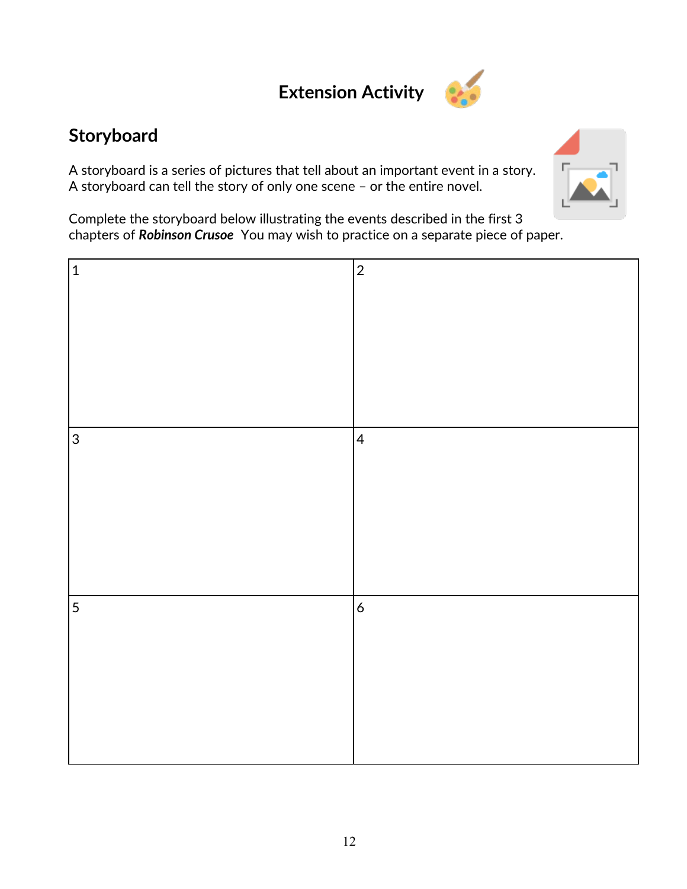# Extension Activity

## Storyboard

A storyboard is a series of pictures that tell about an important event in a story. A storyboard can tell the story of only one scene – or the entire novel.

Complete the storyboard below illustrating the events described in the first 3 chapters of ***Robinson Crusoe*** You may wish to practice on a separate piece of paper.

| | |
|---|---|
| 1 | 2 |
| 3 | 4 |
| 5 | 6 |